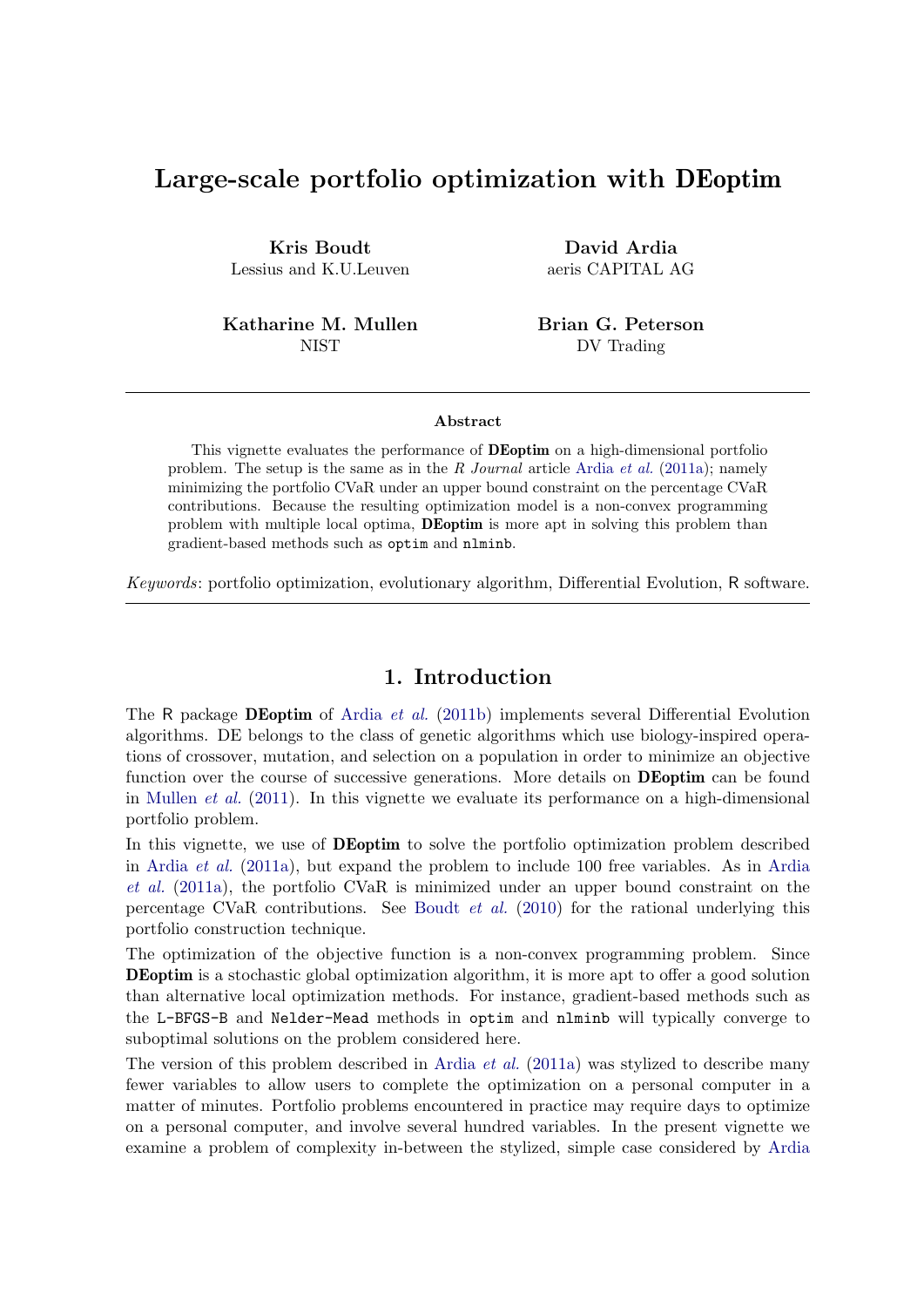# Large-scale portfolio optimization with DEoptim

**Kris Boudt**
Lessius and K.U.Leuven

**David Ardia**
aeris CAPITAL AG

**Katharine M. Mullen**
NIST

**Brian G. Peterson**
DV Trading

---

### Abstract

This vignette evaluates the performance of **DEoptim** on a high-dimensional portfolio problem. The setup is the same as in the *R Journal* article Ardia *et al.* (2011a); namely minimizing the portfolio CVaR under an upper bound constraint on the percentage CVaR contributions. Because the resulting optimization model is a non-convex programming problem with multiple local optima, **DEoptim** is more apt in solving this problem than gradient-based methods such as `optim` and `nlminb`.

*Keywords*: portfolio optimization, evolutionary algorithm, Differential Evolution, R software.

---

## 1. Introduction

The R package **DEoptim** of Ardia *et al.* (2011b) implements several Differential Evolution algorithms. DE belongs to the class of genetic algorithms which use biology-inspired operations of crossover, mutation, and selection on a population in order to minimize an objective function over the course of successive generations. More details on **DEoptim** can be found in Mullen *et al.* (2011). In this vignette we evaluate its performance on a high-dimensional portfolio problem.

In this vignette, we use of **DEoptim** to solve the portfolio optimization problem described in Ardia *et al.* (2011a), but expand the problem to include 100 free variables. As in Ardia *et al.* (2011a), the portfolio CVaR is minimized under an upper bound constraint on the percentage CVaR contributions. See Boudt *et al.* (2010) for the rational underlying this portfolio construction technique.

The optimization of the objective function is a non-convex programming problem. Since **DEoptim** is a stochastic global optimization algorithm, it is more apt to offer a good solution than alternative local optimization methods. For instance, gradient-based methods such as the `L-BFGS-B` and `Nelder-Mead` methods in `optim` and `nlminb` will typically converge to suboptimal solutions on the problem considered here.

The version of this problem described in Ardia *et al.* (2011a) was stylized to describe many fewer variables to allow users to complete the optimization on a personal computer in a matter of minutes. Portfolio problems encountered in practice may require days to optimize on a personal computer, and involve several hundred variables. In the present vignette we examine a problem of complexity in-between the stylized, simple case considered by Ardia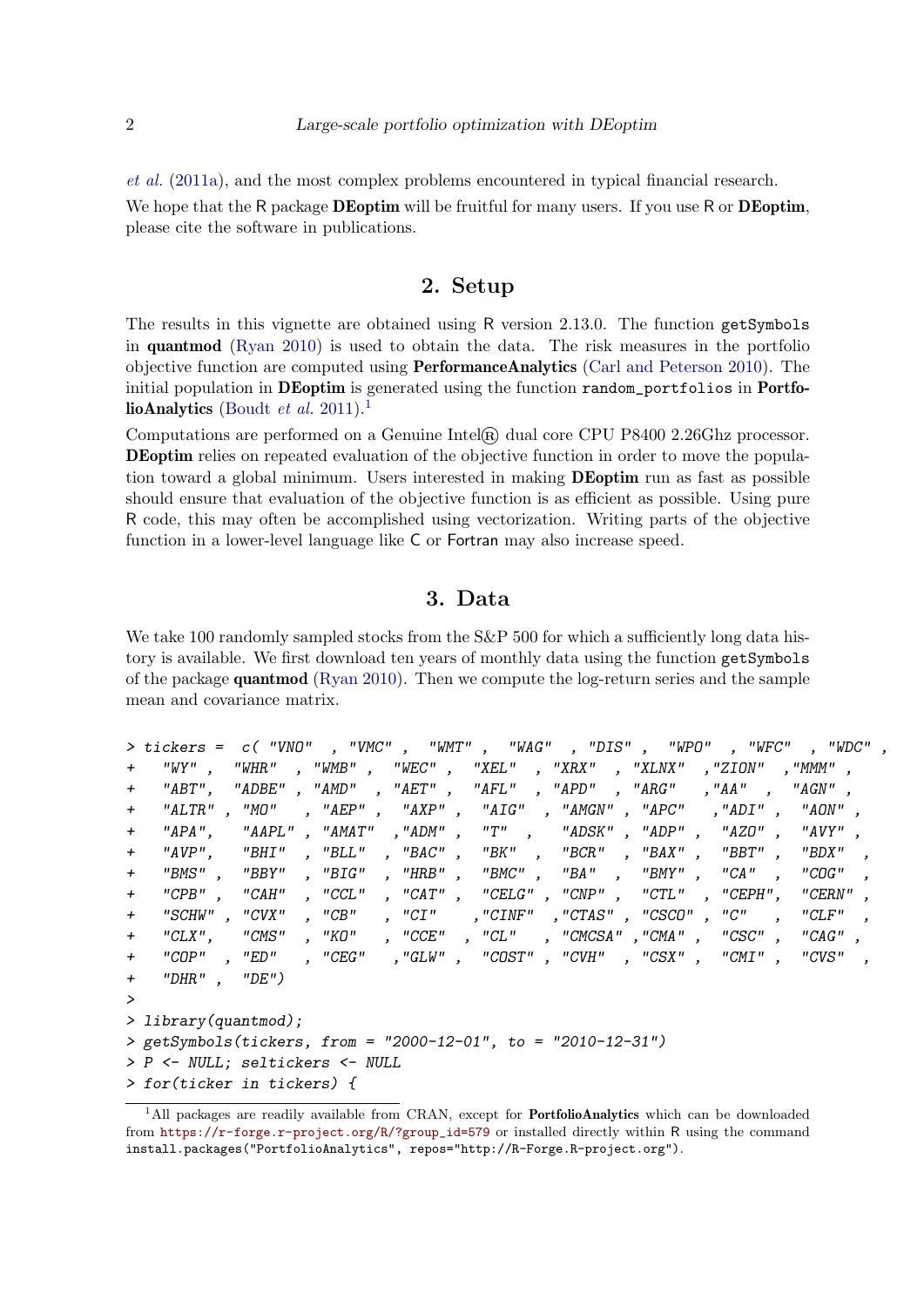*et al.* (2011a), and the most complex problems encountered in typical financial research.

We hope that the R package **DEoptim** will be fruitful for many users. If you use R or **DEoptim**, please cite the software in publications.

## 2. Setup

The results in this vignette are obtained using R version 2.13.0. The function `getSymbols` in **quantmod** (Ryan 2010) is used to obtain the data. The risk measures in the portfolio objective function are computed using **PerformanceAnalytics** (Carl and Peterson 2010). The initial population in **DEoptim** is generated using the function `random_portfolios` in **PortfolioAnalytics** (Boudt *et al.* 2011).[1]

Computations are performed on a Genuine Intel® dual core CPU P8400 2.26Ghz processor. **DEoptim** relies on repeated evaluation of the objective function in order to move the population toward a global minimum. Users interested in making **DEoptim** run as fast as possible should ensure that evaluation of the objective function is as efficient as possible. Using pure R code, this may often be accomplished using vectorization. Writing parts of the objective function in a lower-level language like C or Fortran may also increase speed.

## 3. Data

We take 100 randomly sampled stocks from the S&P 500 for which a sufficiently long data history is available. We first download ten years of monthly data using the function `getSymbols` of the package **quantmod** (Ryan 2010). Then we compute the log-return series and the sample mean and covariance matrix.

```
> tickers =  c( "VNO"   , "VMC" ,  "WMT" ,  "WAG"  , "DIS" ,  "WPO"  , "WFC"  , "WDC" ,
+   "WY" ,  "WHR"  , "WMB" ,  "WEC" ,  "XEL"  , "XRX"  , "XLNX"  ,"ZION"  ,"MMM" ,
+   "ABT",  "ADBE" , "AMD"  , "AET" ,  "AFL"  , "APD"  , "ARG"   ,"AA"  ,  "AGN" ,
+   "ALTR" , "MO"   , "AEP" ,  "AXP" ,  "AIG"  , "AMGN" , "APC"   ,"ADI" ,  "AON" ,
+   "APA",   "AAPL" , "AMAT"  ,"ADM" ,  "T"  ,   "ADSK" , "ADP" ,  "AZO" ,  "AVY" ,
+   "AVP",   "BHI"  , "BLL"  , "BAC" ,  "BK"  ,  "BCR"  , "BAX" ,  "BBT" ,  "BDX"  ,
+   "BMS" ,  "BBY"  , "BIG"  , "HRB" ,  "BMC" ,  "BA"   , "BMY" ,  "CA"  ,  "COG"  ,
+   "CPB" ,  "CAH"  , "CCL"  , "CAT" ,  "CELG" , "CNP" ,  "CTL"  , "CEPH",  "CERN" ,
+   "SCHW" , "CVX"  , "CB"   , "CI"   ,"CINF"  ,"CTAS" , "CSCO" , "C"   ,  "CLF"  ,
+   "CLX",   "CMS"  , "KO"   , "CCE"  , "CL"   , "CMCSA" ,"CMA" ,  "CSC" ,  "CAG" ,
+   "COP"  , "ED"   , "CEG"   ,"GLW" ,  "COST" , "CVH"  , "CSX" ,  "CMI" ,  "CVS"  ,
+   "DHR" ,  "DE")
>
> library(quantmod);
> getSymbols(tickers, from = "2000-12-01", to = "2010-12-31")
> P <- NULL; seltickers <- NULL
> for(ticker in tickers) {
```

[1] All packages are readily available from CRAN, except for **PortfolioAnalytics** which can be downloaded from https://r-forge.r-project.org/R/?group_id=579 or installed directly within R using the command `install.packages("PortfolioAnalytics", repos="http://R-Forge.R-project.org")`.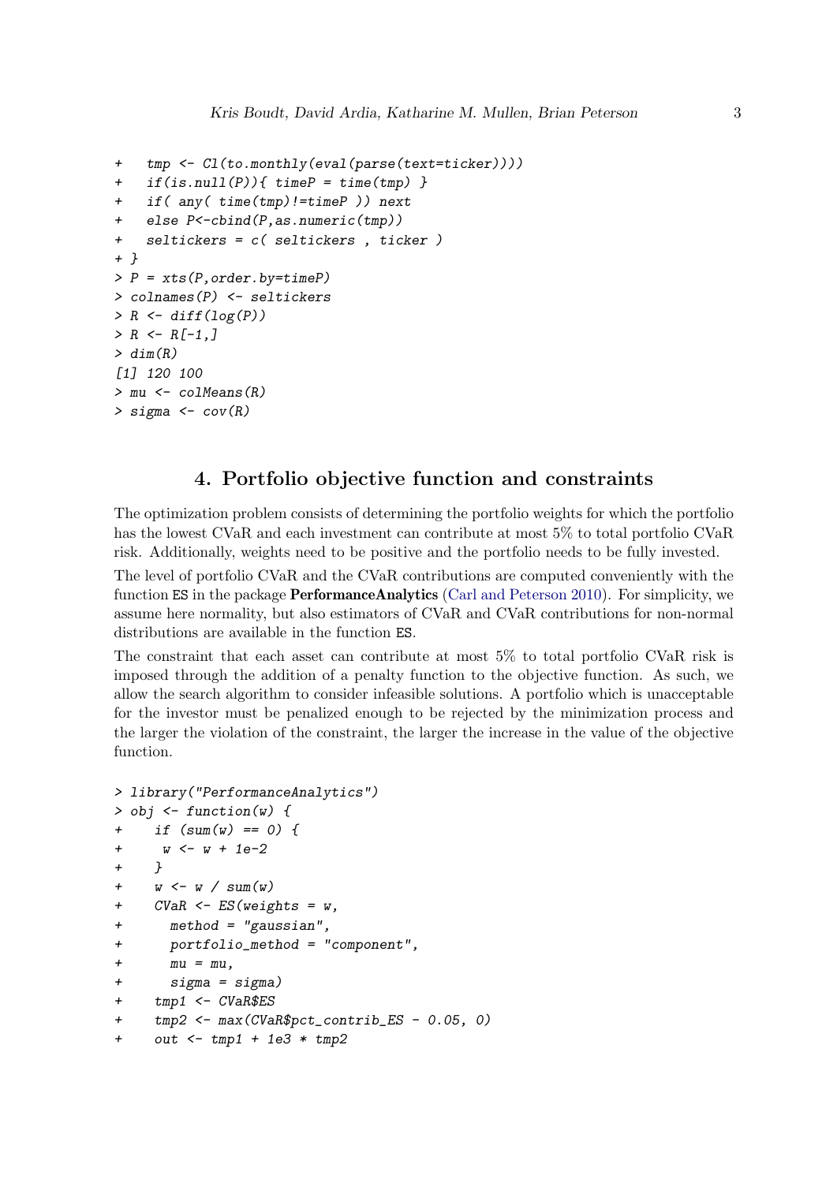```
+   tmp <- Cl(to.monthly(eval(parse(text=ticker))))
+   if(is.null(P)){ timeP = time(tmp) }
+   if( any( time(tmp)!=timeP )) next
+   else P<-cbind(P,as.numeric(tmp))
+   seltickers = c( seltickers , ticker )
+ }
> P = xts(P,order.by=timeP)
> colnames(P) <- seltickers
> R <- diff(log(P))
> R <- R[-1,]
> dim(R)
[1] 120 100
> mu <- colMeans(R)
> sigma <- cov(R)
```

# 4. Portfolio objective function and constraints

The optimization problem consists of determining the portfolio weights for which the portfolio has the lowest CVaR and each investment can contribute at most 5% to total portfolio CVaR risk. Additionally, weights need to be positive and the portfolio needs to be fully invested.

The level of portfolio CVaR and the CVaR contributions are computed conveniently with the function ES in the package **PerformanceAnalytics** (Carl and Peterson 2010). For simplicity, we assume here normality, but also estimators of CVaR and CVaR contributions for non-normal distributions are available in the function ES.

The constraint that each asset can contribute at most 5% to total portfolio CVaR risk is imposed through the addition of a penalty function to the objective function. As such, we allow the search algorithm to consider infeasible solutions. A portfolio which is unacceptable for the investor must be penalized enough to be rejected by the minimization process and the larger the violation of the constraint, the larger the increase in the value of the objective function.

```
> library("PerformanceAnalytics")
> obj <- function(w) {
+    if (sum(w) == 0) {
+     w <- w + 1e-2
+    }
+    w <- w / sum(w)
+    CVaR <- ES(weights = w,
+      method = "gaussian",
+      portfolio_method = "component",
+      mu = mu,
+      sigma = sigma)
+    tmp1 <- CVaR$ES
+    tmp2 <- max(CVaR$pct_contrib_ES - 0.05, 0)
+    out <- tmp1 + 1e3 * tmp2
```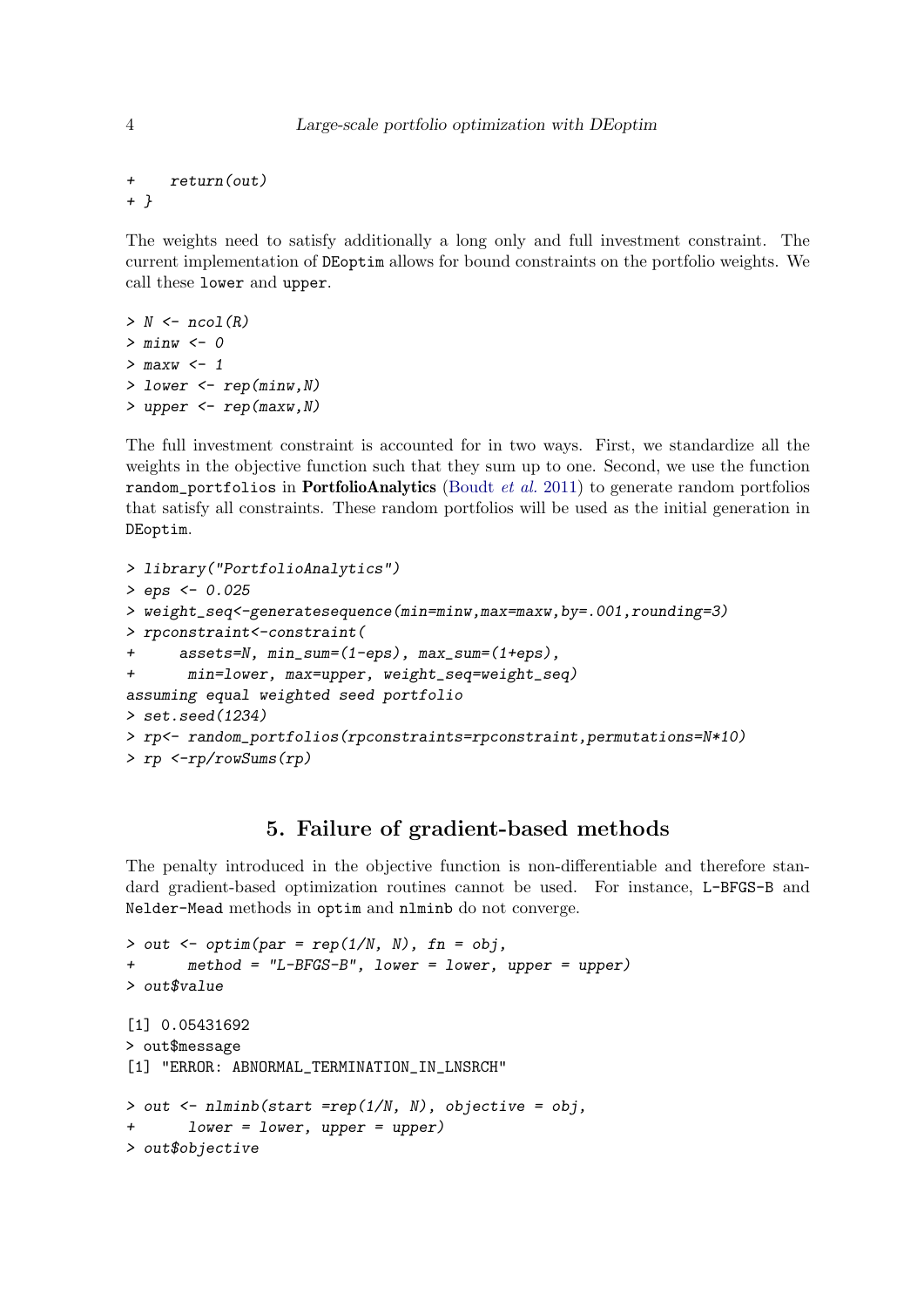```
+    return(out)
+ }
```

The weights need to satisfy additionally a long only and full investment constraint. The current implementation of DEoptim allows for bound constraints on the portfolio weights. We call these lower and upper.

```
> N <- ncol(R)
> minw <- 0
> maxw <- 1
> lower <- rep(minw,N)
> upper <- rep(maxw,N)
```

The full investment constraint is accounted for in two ways. First, we standardize all the weights in the objective function such that they sum up to one. Second, we use the function random_portfolios in **PortfolioAnalytics** (Boudt *et al.* 2011) to generate random portfolios that satisfy all constraints. These random portfolios will be used as the initial generation in DEoptim.

```
> library("PortfolioAnalytics")
> eps <- 0.025
> weight_seq<-generatesequence(min=minw,max=maxw,by=.001,rounding=3)
> rpconstraint<-constraint(
+     assets=N, min_sum=(1-eps), max_sum=(1+eps),
+      min=lower, max=upper, weight_seq=weight_seq)
assuming equal weighted seed portfolio
> set.seed(1234)
> rp<- random_portfolios(rpconstraints=rpconstraint,permutations=N*10)
> rp <-rp/rowSums(rp)
```

## 5. Failure of gradient-based methods

The penalty introduced in the objective function is non-differentiable and therefore standard gradient-based optimization routines cannot be used. For instance, L-BFGS-B and Nelder-Mead methods in optim and nlminb do not converge.

```
> out <- optim(par = rep(1/N, N), fn = obj,
+      method = "L-BFGS-B", lower = lower, upper = upper)
> out$value

[1] 0.05431692
> out$message
[1] "ERROR: ABNORMAL_TERMINATION_IN_LNSRCH"

> out <- nlminb(start =rep(1/N, N), objective = obj,
+      lower = lower, upper = upper)
> out$objective
```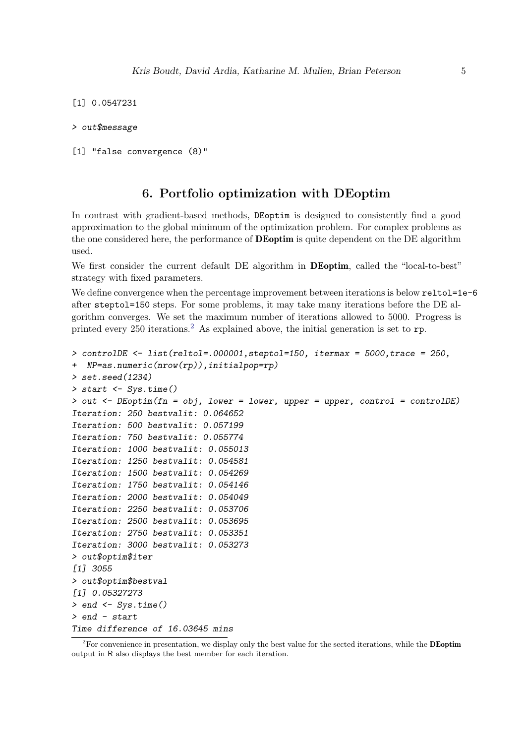```
[1] 0.0547231
```

```
> out$message
```

```
[1] "false convergence (8)"
```

## 6. Portfolio optimization with DEoptim

In contrast with gradient-based methods, DEoptim is designed to consistently find a good approximation to the global minimum of the optimization problem. For complex problems as the one considered here, the performance of **DEoptim** is quite dependent on the DE algorithm used.

We first consider the current default DE algorithm in **DEoptim**, called the "local-to-best" strategy with fixed parameters.

We define convergence when the percentage improvement between iterations is below `reltol=1e-6` after `steptol=150` steps. For some problems, it may take many iterations before the DE algorithm converges. We set the maximum number of iterations allowed to 5000. Progress is printed every 250 iterations.[2] As explained above, the initial generation is set to `rp`.

```
> controlDE <- list(reltol=.000001,steptol=150, itermax = 5000,trace = 250,
+  NP=as.numeric(nrow(rp)),initialpop=rp)
> set.seed(1234)
> start <- Sys.time()
> out <- DEoptim(fn = obj, lower = lower, upper = upper, control = controlDE)
Iteration: 250 bestvalit: 0.064652
Iteration: 500 bestvalit: 0.057199
Iteration: 750 bestvalit: 0.055774
Iteration: 1000 bestvalit: 0.055013
Iteration: 1250 bestvalit: 0.054581
Iteration: 1500 bestvalit: 0.054269
Iteration: 1750 bestvalit: 0.054146
Iteration: 2000 bestvalit: 0.054049
Iteration: 2250 bestvalit: 0.053706
Iteration: 2500 bestvalit: 0.053695
Iteration: 2750 bestvalit: 0.053351
Iteration: 3000 bestvalit: 0.053273
> out$optim$iter
[1] 3055
> out$optim$bestval
[1] 0.05327273
> end <- Sys.time()
> end - start
Time difference of 16.03645 mins
```

[2] For convenience in presentation, we display only the best value for the sected iterations, while the **DEoptim** output in R also displays the best member for each iteration.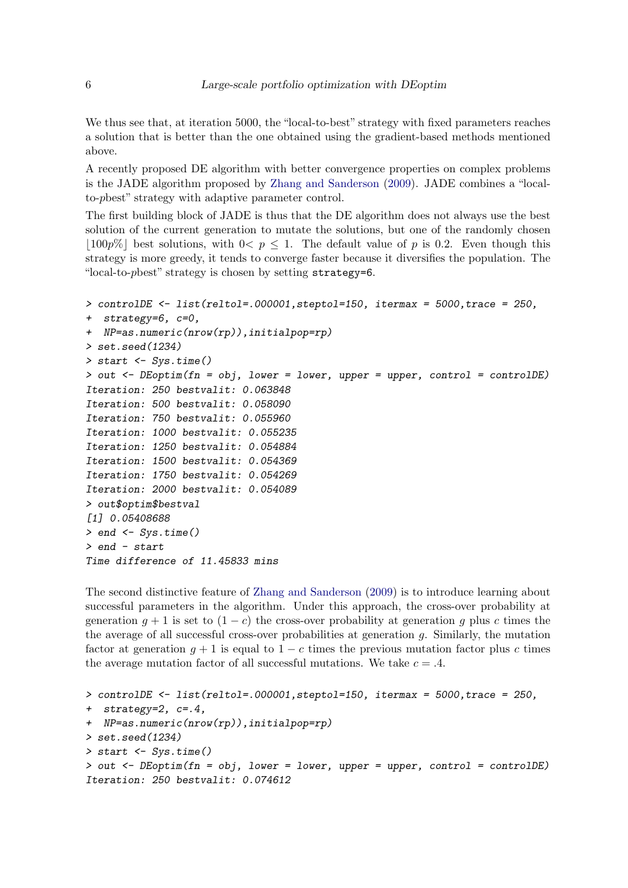We thus see that, at iteration 5000, the "local-to-best" strategy with fixed parameters reaches a solution that is better than the one obtained using the gradient-based methods mentioned above.

A recently proposed DE algorithm with better convergence properties on complex problems is the JADE algorithm proposed by Zhang and Sanderson (2009). JADE combines a "local-to-*p*best" strategy with adaptive parameter control.

The first building block of JADE is thus that the DE algorithm does not always use the best solution of the current generation to mutate the solutions, but one of the randomly chosen $\lfloor 100p\% \rfloor$ best solutions, with $0 < p \leq 1$. The default value of $p$ is 0.2. Even though this strategy is more greedy, it tends to converge faster because it diversifies the population. The "local-to-*p*best" strategy is chosen by setting `strategy=6`.

```
> controlDE <- list(reltol=.000001,steptol=150, itermax = 5000,trace = 250,
+  strategy=6, c=0,
+  NP=as.numeric(nrow(rp)),initialpop=rp)
> set.seed(1234)
> start <- Sys.time()
> out <- DEoptim(fn = obj, lower = lower, upper = upper, control = controlDE)
Iteration: 250 bestvalit: 0.063848
Iteration: 500 bestvalit: 0.058090
Iteration: 750 bestvalit: 0.055960
Iteration: 1000 bestvalit: 0.055235
Iteration: 1250 bestvalit: 0.054884
Iteration: 1500 bestvalit: 0.054369
Iteration: 1750 bestvalit: 0.054269
Iteration: 2000 bestvalit: 0.054089
> out$optim$bestval
[1] 0.05408688
> end <- Sys.time()
> end - start
Time difference of 11.45833 mins
```

The second distinctive feature of Zhang and Sanderson (2009) is to introduce learning about successful parameters in the algorithm. Under this approach, the cross-over probability at generation $g+1$ is set to $(1-c)$ the cross-over probability at generation $g$ plus $c$ times the the average of all successful cross-over probabilities at generation $g$. Similarly, the mutation factor at generation $g+1$ is equal to $1-c$ times the previous mutation factor plus $c$ times the average mutation factor of all successful mutations. We take $c = .4$.

```
> controlDE <- list(reltol=.000001,steptol=150, itermax = 5000,trace = 250,
+  strategy=2, c=.4,
+  NP=as.numeric(nrow(rp)),initialpop=rp)
> set.seed(1234)
> start <- Sys.time()
> out <- DEoptim(fn = obj, lower = lower, upper = upper, control = controlDE)
Iteration: 250 bestvalit: 0.074612
```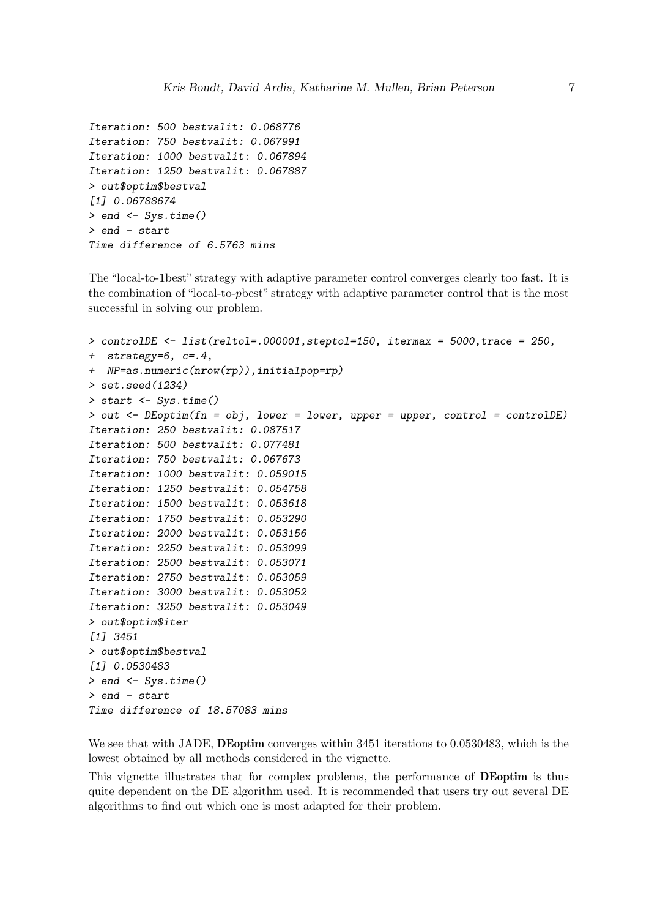```
Iteration: 500 bestvalit: 0.068776
Iteration: 750 bestvalit: 0.067991
Iteration: 1000 bestvalit: 0.067894
Iteration: 1250 bestvalit: 0.067887
> out$optim$bestval
[1] 0.06788674
> end <- Sys.time()
> end - start
Time difference of 6.5763 mins
```

The "local-to-1best" strategy with adaptive parameter control converges clearly too fast. It is the combination of "local-to-*p*best" strategy with adaptive parameter control that is the most successful in solving our problem.

```
> controlDE <- list(reltol=.000001,steptol=150, itermax = 5000,trace = 250,
+  strategy=6, c=.4,
+  NP=as.numeric(nrow(rp)),initialpop=rp)
> set.seed(1234)
> start <- Sys.time()
> out <- DEoptim(fn = obj, lower = lower, upper = upper, control = controlDE)
Iteration: 250 bestvalit: 0.087517
Iteration: 500 bestvalit: 0.077481
Iteration: 750 bestvalit: 0.067673
Iteration: 1000 bestvalit: 0.059015
Iteration: 1250 bestvalit: 0.054758
Iteration: 1500 bestvalit: 0.053618
Iteration: 1750 bestvalit: 0.053290
Iteration: 2000 bestvalit: 0.053156
Iteration: 2250 bestvalit: 0.053099
Iteration: 2500 bestvalit: 0.053071
Iteration: 2750 bestvalit: 0.053059
Iteration: 3000 bestvalit: 0.053052
Iteration: 3250 bestvalit: 0.053049
> out$optim$iter
[1] 3451
> out$optim$bestval
[1] 0.0530483
> end <- Sys.time()
> end - start
Time difference of 18.57083 mins
```

We see that with JADE, **DEoptim** converges within 3451 iterations to 0.0530483, which is the lowest obtained by all methods considered in the vignette.

This vignette illustrates that for complex problems, the performance of **DEoptim** is thus quite dependent on the DE algorithm used. It is recommended that users try out several DE algorithms to find out which one is most adapted for their problem.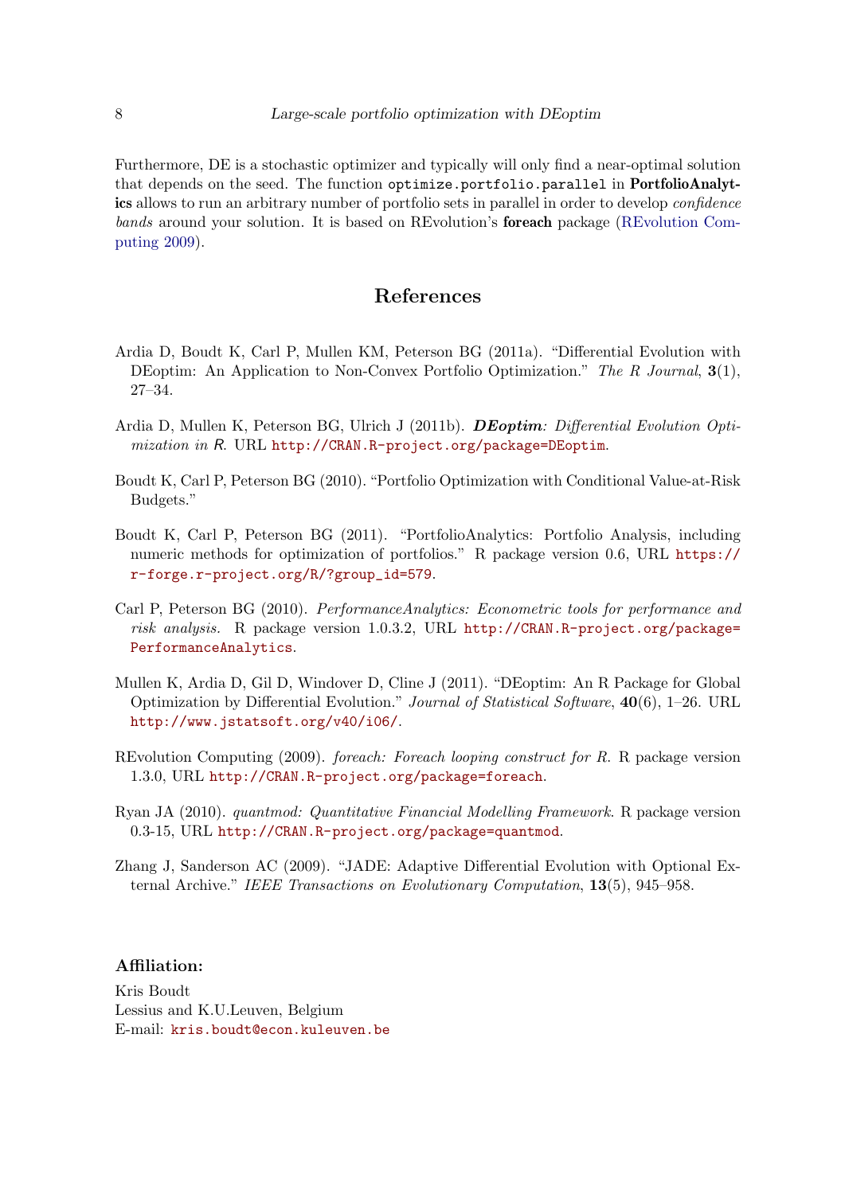Furthermore, DE is a stochastic optimizer and typically will only find a near-optimal solution that depends on the seed. The function `optimize.portfolio.parallel` in **PortfolioAnalytics** allows to run an arbitrary number of portfolio sets in parallel in order to develop *confidence bands* around your solution. It is based on REvolution's **foreach** package (REvolution Computing 2009).

## References

Ardia D, Boudt K, Carl P, Mullen KM, Peterson BG (2011a). "Differential Evolution with DEoptim: An Application to Non-Convex Portfolio Optimization." *The R Journal*, **3**(1), 27–34.

Ardia D, Mullen K, Peterson BG, Ulrich J (2011b). ***DEoptim**: Differential Evolution Optimization in R*. URL http://CRAN.R-project.org/package=DEoptim.

Boudt K, Carl P, Peterson BG (2010). "Portfolio Optimization with Conditional Value-at-Risk Budgets."

Boudt K, Carl P, Peterson BG (2011). "PortfolioAnalytics: Portfolio Analysis, including numeric methods for optimization of portfolios." R package version 0.6, URL https://r-forge.r-project.org/R/?group_id=579.

Carl P, Peterson BG (2010). *PerformanceAnalytics: Econometric tools for performance and risk analysis*. R package version 1.0.3.2, URL http://CRAN.R-project.org/package=PerformanceAnalytics.

Mullen K, Ardia D, Gil D, Windover D, Cline J (2011). "DEoptim: An R Package for Global Optimization by Differential Evolution." *Journal of Statistical Software*, **40**(6), 1–26. URL http://www.jstatsoft.org/v40/i06/.

REvolution Computing (2009). *foreach: Foreach looping construct for R*. R package version 1.3.0, URL http://CRAN.R-project.org/package=foreach.

Ryan JA (2010). *quantmod: Quantitative Financial Modelling Framework*. R package version 0.3-15, URL http://CRAN.R-project.org/package=quantmod.

Zhang J, Sanderson AC (2009). "JADE: Adaptive Differential Evolution with Optional External Archive." *IEEE Transactions on Evolutionary Computation*, **13**(5), 945–958.

### Affiliation:

Kris Boudt
Lessius and K.U.Leuven, Belgium
E-mail: kris.boudt@econ.kuleuven.be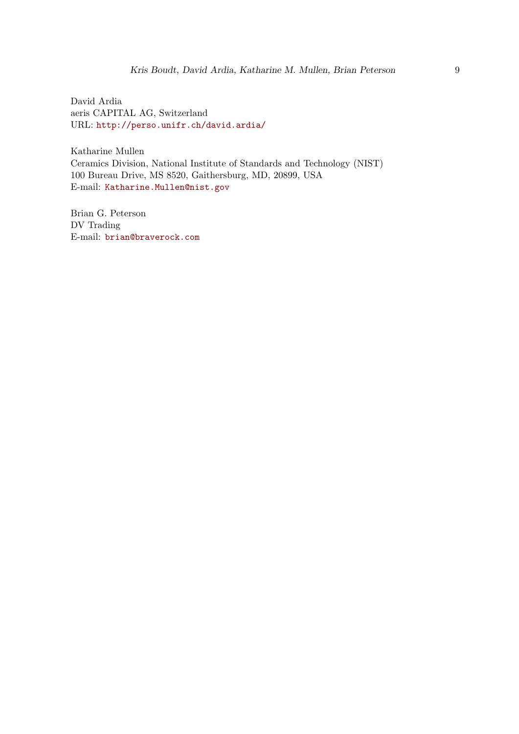David Ardia
aeris CAPITAL AG, Switzerland
URL: http://perso.unifr.ch/david.ardia/

Katharine Mullen
Ceramics Division, National Institute of Standards and Technology (NIST)
100 Bureau Drive, MS 8520, Gaithersburg, MD, 20899, USA
E-mail: Katharine.Mullen@nist.gov

Brian G. Peterson
DV Trading
E-mail: brian@braverock.com